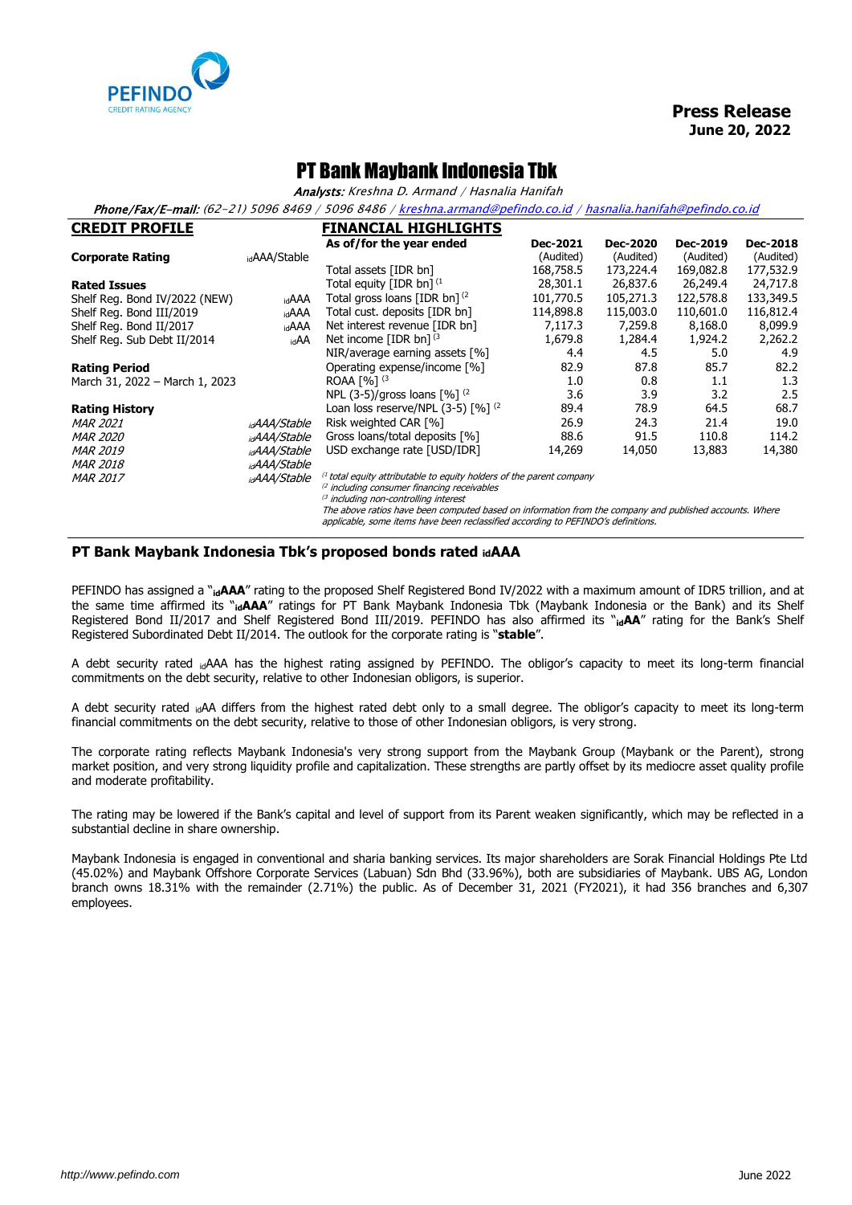**Press Release**
**June 20, 2022**

# PT Bank Maybank Indonesia Tbk

***Analysts:*** *Kreshna D. Armand / Hasnalia Hanifah*

***Phone/Fax/E-mail:*** *(62-21) 5096 8469 / 5096 8486 / kreshna.armand@pefindo.co.id / hasnalia.hanifah@pefindo.co.id*

## CREDIT PROFILE

| | |
|---|---|
| **Corporate Rating** | idAAA/Stable |
| **Rated Issues** | |
| Shelf Reg. Bond IV/2022 (NEW) | idAAA |
| Shelf Reg. Bond III/2019 | idAAA |
| Shelf Reg. Bond II/2017 | idAAA |
| Shelf Reg. Sub Debt II/2014 | idAA |
| **Rating Period** | |
| March 31, 2022 – March 1, 2023 | |
| **Rating History** | |
| *MAR 2021* | *idAAA/Stable* |
| *MAR 2020* | *idAAA/Stable* |
| *MAR 2019* | *idAAA/Stable* |
| *MAR 2018* | *idAAA/Stable* |
| *MAR 2017* | *idAAA/Stable* |

## FINANCIAL HIGHLIGHTS

| As of/for the year ended | Dec-2021 (Audited) | Dec-2020 (Audited) | Dec-2019 (Audited) | Dec-2018 (Audited) |
|---|---|---|---|---|
| Total assets [IDR bn] | 168,758.5 | 173,224.4 | 169,082.8 | 177,532.9 |
| Total equity [IDR bn] [1] | 28,301.1 | 26,837.6 | 26,249.4 | 24,717.8 |
| Total gross loans [IDR bn] [2] | 101,770.5 | 105,271.3 | 122,578.8 | 133,349.5 |
| Total cust. deposits [IDR bn] | 114,898.8 | 115,003.0 | 110,601.0 | 116,812.4 |
| Net interest revenue [IDR bn] | 7,117.3 | 7,259.8 | 8,168.0 | 8,099.9 |
| Net income [IDR bn] [3] | 1,679.8 | 1,284.4 | 1,924.2 | 2,262.2 |
| NIR/average earning assets [%] | 4.4 | 4.5 | 5.0 | 4.9 |
| Operating expense/income [%] | 82.9 | 87.8 | 85.7 | 82.2 |
| ROAA [%] [3] | 1.0 | 0.8 | 1.1 | 1.3 |
| NPL (3-5)/gross loans [%] [2] | 3.6 | 3.9 | 3.2 | 2.5 |
| Loan loss reserve/NPL (3-5) [%] [2] | 89.4 | 78.9 | 64.5 | 68.7 |
| Risk weighted CAR [%] | 26.9 | 24.3 | 21.4 | 19.0 |
| Gross loans/total deposits [%] | 88.6 | 91.5 | 110.8 | 114.2 |
| USD exchange rate [USD/IDR] | 14,269 | 14,050 | 13,883 | 14,380 |

*[1] total equity attributable to equity holders of the parent company*
*[2] including consumer financing receivables*
*[3] including non-controlling interest*
*The above ratios have been computed based on information from the company and published accounts. Where applicable, some items have been reclassified according to PEFINDO's definitions.*

### PT Bank Maybank Indonesia Tbk's proposed bonds rated idAAA

PEFINDO has assigned a "**idAAA**" rating to the proposed Shelf Registered Bond IV/2022 with a maximum amount of IDR5 trillion, and at the same time affirmed its "**idAAA**" ratings for PT Bank Maybank Indonesia Tbk (Maybank Indonesia or the Bank) and its Shelf Registered Bond II/2017 and Shelf Registered Bond III/2019. PEFINDO has also affirmed its "**idAA**" rating for the Bank's Shelf Registered Subordinated Debt II/2014. The outlook for the corporate rating is "**stable**".

A debt security rated idAAA has the highest rating assigned by PEFINDO. The obligor's capacity to meet its long-term financial commitments on the debt security, relative to other Indonesian obligors, is superior.

A debt security rated idAA differs from the highest rated debt only to a small degree. The obligor's capacity to meet its long-term financial commitments on the debt security, relative to those of other Indonesian obligors, is very strong.

The corporate rating reflects Maybank Indonesia's very strong support from the Maybank Group (Maybank or the Parent), strong market position, and very strong liquidity profile and capitalization. These strengths are partly offset by its mediocre asset quality profile and moderate profitability.

The rating may be lowered if the Bank's capital and level of support from its Parent weaken significantly, which may be reflected in a substantial decline in share ownership.

Maybank Indonesia is engaged in conventional and sharia banking services. Its major shareholders are Sorak Financial Holdings Pte Ltd (45.02%) and Maybank Offshore Corporate Services (Labuan) Sdn Bhd (33.96%), both are subsidiaries of Maybank. UBS AG, London branch owns 18.31% with the remainder (2.71%) the public. As of December 31, 2021 (FY2021), it had 356 branches and 6,307 employees.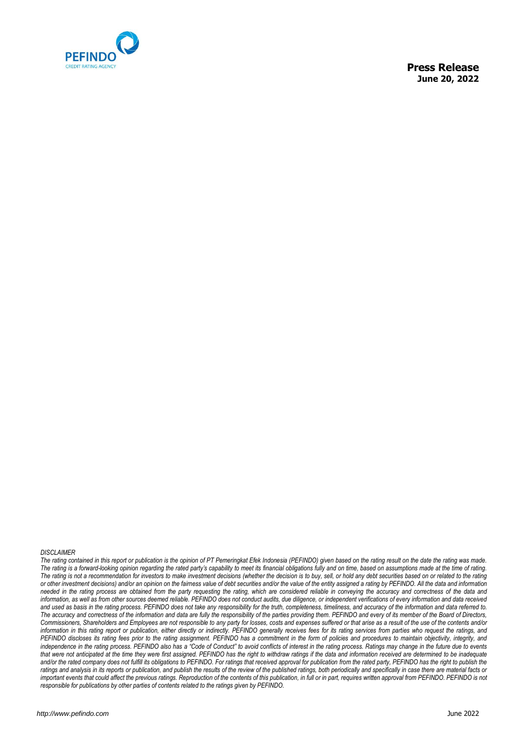*DISCLAIMER*

*The rating contained in this report or publication is the opinion of PT Pemeringkat Efek Indonesia (PEFINDO) given based on the rating result on the date the rating was made. The rating is a forward-looking opinion regarding the rated party's capability to meet its financial obligations fully and on time, based on assumptions made at the time of rating. The rating is not a recommendation for investors to make investment decisions (whether the decision is to buy, sell, or hold any debt securities based on or related to the rating or other investment decisions) and/or an opinion on the fairness value of debt securities and/or the value of the entity assigned a rating by PEFINDO. All the data and information needed in the rating process are obtained from the party requesting the rating, which are considered reliable in conveying the accuracy and correctness of the data and information, as well as from other sources deemed reliable. PEFINDO does not conduct audits, due diligence, or independent verifications of every information and data received and used as basis in the rating process. PEFINDO does not take any responsibility for the truth, completeness, timeliness, and accuracy of the information and data referred to. The accuracy and correctness of the information and data are fully the responsibility of the parties providing them. PEFINDO and every of its member of the Board of Directors, Commissioners, Shareholders and Employees are not responsible to any party for losses, costs and expenses suffered or that arise as a result of the use of the contents and/or information in this rating report or publication, either directly or indirectly. PEFINDO generally receives fees for its rating services from parties who request the ratings, and PEFINDO discloses its rating fees prior to the rating assignment. PEFINDO has a commitment in the form of policies and procedures to maintain objectivity, integrity, and independence in the rating process. PEFINDO also has a "Code of Conduct" to avoid conflicts of interest in the rating process. Ratings may change in the future due to events that were not anticipated at the time they were first assigned. PEFINDO has the right to withdraw ratings if the data and information received are determined to be inadequate and/or the rated company does not fulfill its obligations to PEFINDO. For ratings that received approval for publication from the rated party, PEFINDO has the right to publish the ratings and analysis in its reports or publication, and publish the results of the review of the published ratings, both periodically and specifically in case there are material facts or important events that could affect the previous ratings. Reproduction of the contents of this publication, in full or in part, requires written approval from PEFINDO. PEFINDO is not responsible for publications by other parties of contents related to the ratings given by PEFINDO.*